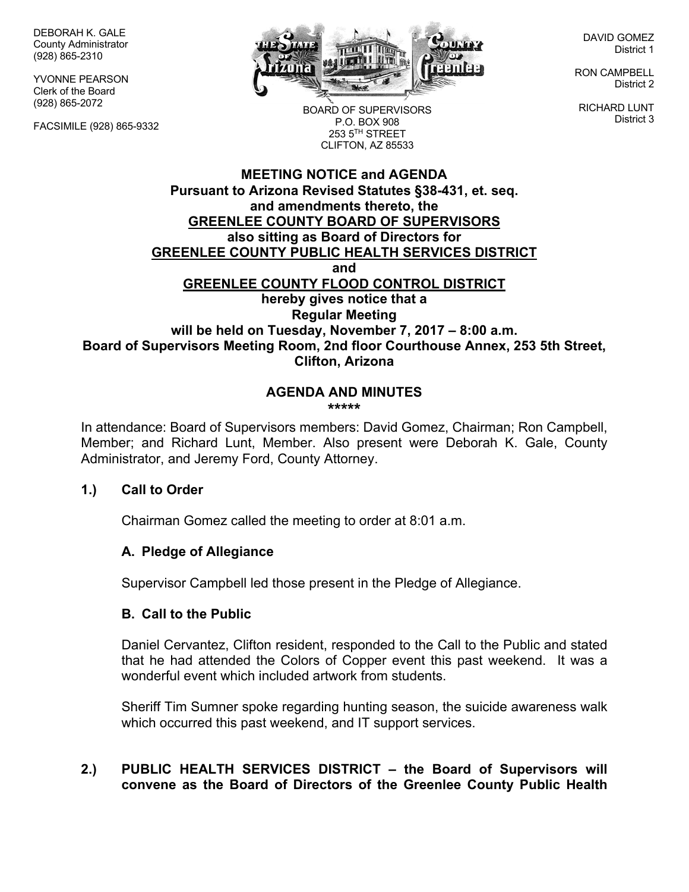DEBORAH K. GALE
County Administrator
(928) 865-2310

YVONNE PEARSON
Clerk of the Board
(928) 865-2072

FACSIMILE (928) 865-9332

BOARD OF SUPERVISORS
P.O. BOX 908
253 5TH STREET
CLIFTON, AZ 85533

DAVID GOMEZ
District 1

RON CAMPBELL
District 2

RICHARD LUNT
District 3

**MEETING NOTICE and AGENDA**
**Pursuant to Arizona Revised Statutes §38-431, et. seq.**
**and amendments thereto, the**
**GREENLEE COUNTY BOARD OF SUPERVISORS**
**also sitting as Board of Directors for**
**GREENLEE COUNTY PUBLIC HEALTH SERVICES DISTRICT**
**and**
**GREENLEE COUNTY FLOOD CONTROL DISTRICT**
**hereby gives notice that a**
**Regular Meeting**
**will be held on Tuesday, November 7, 2017 – 8:00 a.m.**
**Board of Supervisors Meeting Room, 2nd floor Courthouse Annex, 253 5th Street, Clifton, Arizona**

**AGENDA AND MINUTES**
**\*\*\*\*\***

In attendance: Board of Supervisors members: David Gomez, Chairman; Ron Campbell, Member; and Richard Lunt, Member. Also present were Deborah K. Gale, County Administrator, and Jeremy Ford, County Attorney.

**1.) Call to Order**

Chairman Gomez called the meeting to order at 8:01 a.m.

**A. Pledge of Allegiance**

Supervisor Campbell led those present in the Pledge of Allegiance.

**B. Call to the Public**

Daniel Cervantez, Clifton resident, responded to the Call to the Public and stated that he had attended the Colors of Copper event this past weekend. It was a wonderful event which included artwork from students.

Sheriff Tim Sumner spoke regarding hunting season, the suicide awareness walk which occurred this past weekend, and IT support services.

**2.) PUBLIC HEALTH SERVICES DISTRICT – the Board of Supervisors will convene as the Board of Directors of the Greenlee County Public Health**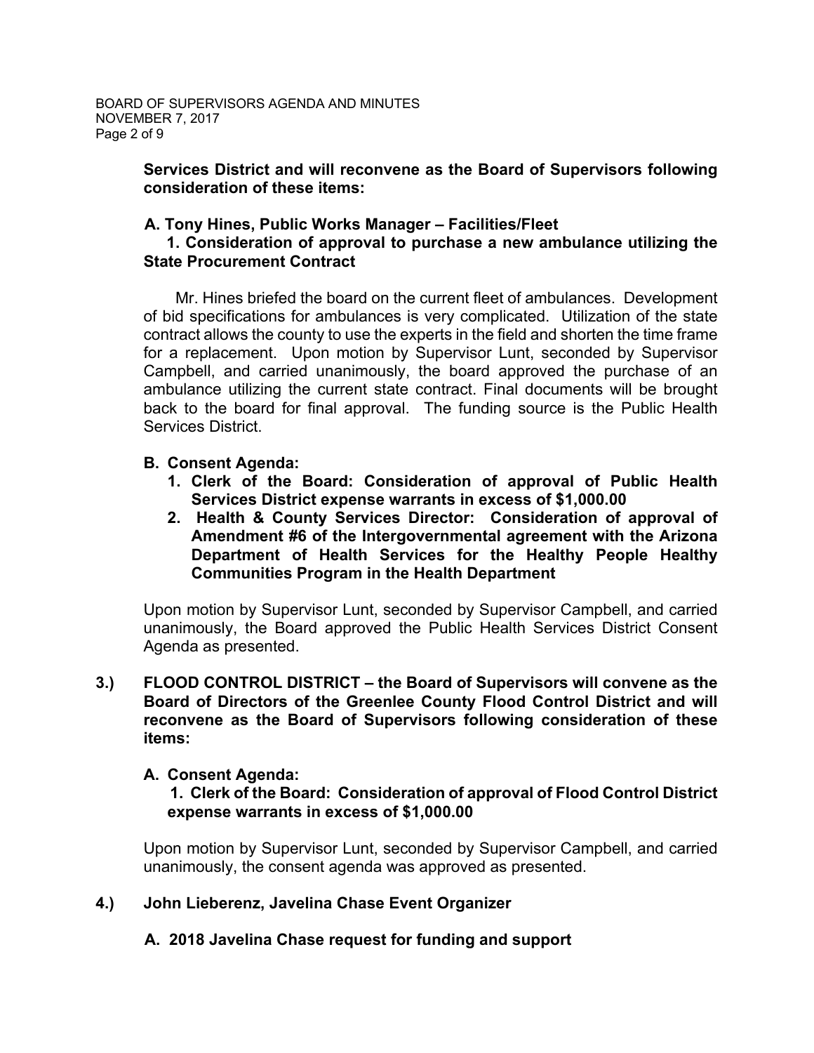**Services District and will reconvene as the Board of Supervisors following consideration of these items:**

**A. Tony Hines, Public Works Manager – Facilities/Fleet**

**1. Consideration of approval to purchase a new ambulance utilizing the State Procurement Contract**

Mr. Hines briefed the board on the current fleet of ambulances. Development of bid specifications for ambulances is very complicated. Utilization of the state contract allows the county to use the experts in the field and shorten the time frame for a replacement. Upon motion by Supervisor Lunt, seconded by Supervisor Campbell, and carried unanimously, the board approved the purchase of an ambulance utilizing the current state contract. Final documents will be brought back to the board for final approval. The funding source is the Public Health Services District.

**B. Consent Agenda:**

1. **Clerk of the Board: Consideration of approval of Public Health Services District expense warrants in excess of $1,000.00**
2. **Health & County Services Director: Consideration of approval of Amendment #6 of the Intergovernmental agreement with the Arizona Department of Health Services for the Healthy People Healthy Communities Program in the Health Department**

Upon motion by Supervisor Lunt, seconded by Supervisor Campbell, and carried unanimously, the Board approved the Public Health Services District Consent Agenda as presented.

**3.) FLOOD CONTROL DISTRICT – the Board of Supervisors will convene as the Board of Directors of the Greenlee County Flood Control District and will reconvene as the Board of Supervisors following consideration of these items:**

**A. Consent Agenda:**

1. **Clerk of the Board: Consideration of approval of Flood Control District expense warrants in excess of $1,000.00**

Upon motion by Supervisor Lunt, seconded by Supervisor Campbell, and carried unanimously, the consent agenda was approved as presented.

**4.) John Lieberenz, Javelina Chase Event Organizer**

**A. 2018 Javelina Chase request for funding and support**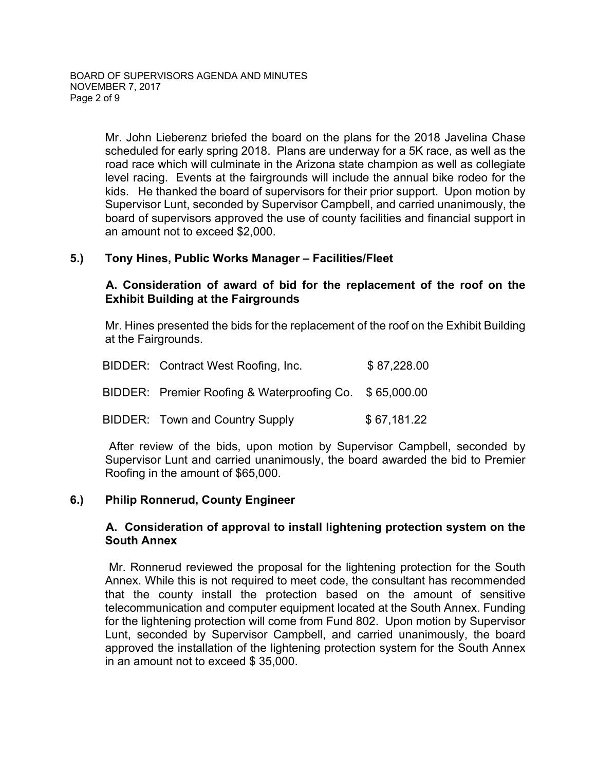Mr. John Lieberenz briefed the board on the plans for the 2018 Javelina Chase scheduled for early spring 2018. Plans are underway for a 5K race, as well as the road race which will culminate in the Arizona state champion as well as collegiate level racing. Events at the fairgrounds will include the annual bike rodeo for the kids. He thanked the board of supervisors for their prior support. Upon motion by Supervisor Lunt, seconded by Supervisor Campbell, and carried unanimously, the board of supervisors approved the use of county facilities and financial support in an amount not to exceed $2,000.

## 5.) Tony Hines, Public Works Manager – Facilities/Fleet

### A. Consideration of award of bid for the replacement of the roof on the Exhibit Building at the Fairgrounds

Mr. Hines presented the bids for the replacement of the roof on the Exhibit Building at the Fairgrounds.

| | | |
|---|---|---|
| BIDDER: | Contract West Roofing, Inc. | $ 87,228.00 |
| BIDDER: | Premier Roofing & Waterproofing Co. | $ 65,000.00 |
| BIDDER: | Town and Country Supply | $ 67,181.22 |

After review of the bids, upon motion by Supervisor Campbell, seconded by Supervisor Lunt and carried unanimously, the board awarded the bid to Premier Roofing in the amount of $65,000.

## 6.) Philip Ronnerud, County Engineer

### A. Consideration of approval to install lightening protection system on the South Annex

Mr. Ronnerud reviewed the proposal for the lightening protection for the South Annex. While this is not required to meet code, the consultant has recommended that the county install the protection based on the amount of sensitive telecommunication and computer equipment located at the South Annex. Funding for the lightening protection will come from Fund 802. Upon motion by Supervisor Lunt, seconded by Supervisor Campbell, and carried unanimously, the board approved the installation of the lightening protection system for the South Annex in an amount not to exceed $ 35,000.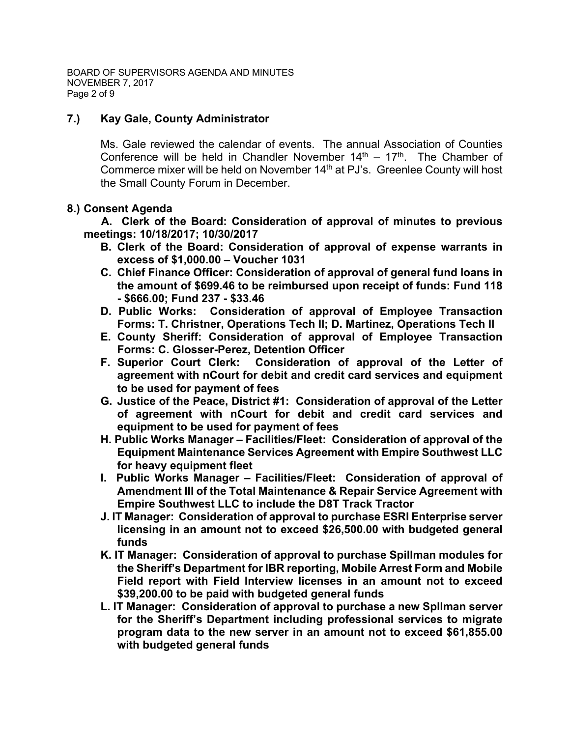**7.) Kay Gale, County Administrator**

Ms. Gale reviewed the calendar of events. The annual Association of Counties Conference will be held in Chandler November 14th – 17th. The Chamber of Commerce mixer will be held on November 14th at PJ's. Greenlee County will host the Small County Forum in December.

**8.) Consent Agenda**

**A. Clerk of the Board: Consideration of approval of minutes to previous meetings: 10/18/2017; 10/30/2017**

**B. Clerk of the Board: Consideration of approval of expense warrants in excess of $1,000.00 – Voucher 1031**

**C. Chief Finance Officer: Consideration of approval of general fund loans in the amount of $699.46 to be reimbursed upon receipt of funds: Fund 118 - $666.00; Fund 237 - $33.46**

**D. Public Works: Consideration of approval of Employee Transaction Forms: T. Christner, Operations Tech II; D. Martinez, Operations Tech II**

**E. County Sheriff: Consideration of approval of Employee Transaction Forms: C. Glosser-Perez, Detention Officer**

**F. Superior Court Clerk: Consideration of approval of the Letter of agreement with nCourt for debit and credit card services and equipment to be used for payment of fees**

**G. Justice of the Peace, District #1: Consideration of approval of the Letter of agreement with nCourt for debit and credit card services and equipment to be used for payment of fees**

**H. Public Works Manager – Facilities/Fleet: Consideration of approval of the Equipment Maintenance Services Agreement with Empire Southwest LLC for heavy equipment fleet**

**I. Public Works Manager – Facilities/Fleet: Consideration of approval of Amendment III of the Total Maintenance & Repair Service Agreement with Empire Southwest LLC to include the D8T Track Tractor**

**J. IT Manager: Consideration of approval to purchase ESRI Enterprise server licensing in an amount not to exceed $26,500.00 with budgeted general funds**

**K. IT Manager: Consideration of approval to purchase Spillman modules for the Sheriff's Department for IBR reporting, Mobile Arrest Form and Mobile Field report with Field Interview licenses in an amount not to exceed $39,200.00 to be paid with budgeted general funds**

**L. IT Manager: Consideration of approval to purchase a new Spllman server for the Sheriff's Department including professional services to migrate program data to the new server in an amount not to exceed $61,855.00 with budgeted general funds**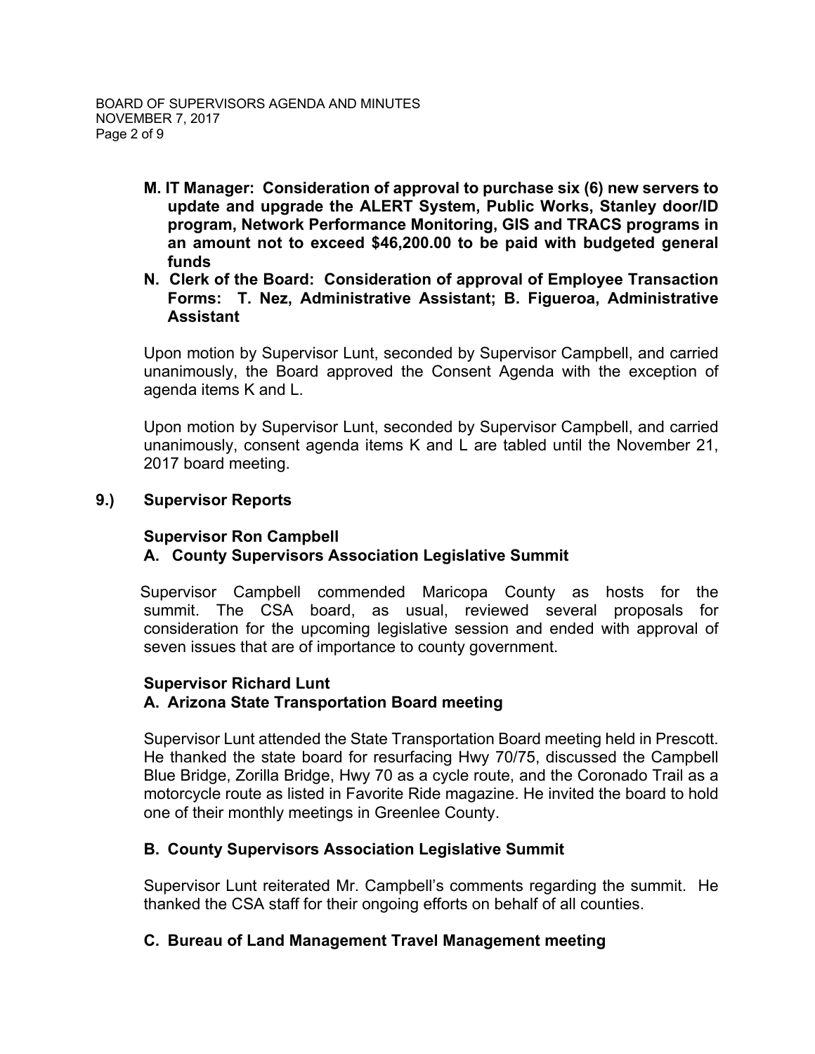**M. IT Manager: Consideration of approval to purchase six (6) new servers to update and upgrade the ALERT System, Public Works, Stanley door/ID program, Network Performance Monitoring, GIS and TRACS programs in an amount not to exceed $46,200.00 to be paid with budgeted general funds**

**N. Clerk of the Board: Consideration of approval of Employee Transaction Forms: T. Nez, Administrative Assistant; B. Figueroa, Administrative Assistant**

Upon motion by Supervisor Lunt, seconded by Supervisor Campbell, and carried unanimously, the Board approved the Consent Agenda with the exception of agenda items K and L.

Upon motion by Supervisor Lunt, seconded by Supervisor Campbell, and carried unanimously, consent agenda items K and L are tabled until the November 21, 2017 board meeting.

## 9.) Supervisor Reports

### Supervisor Ron Campbell

**A. County Supervisors Association Legislative Summit**

Supervisor Campbell commended Maricopa County as hosts for the summit. The CSA board, as usual, reviewed several proposals for consideration for the upcoming legislative session and ended with approval of seven issues that are of importance to county government.

### Supervisor Richard Lunt

**A. Arizona State Transportation Board meeting**

Supervisor Lunt attended the State Transportation Board meeting held in Prescott. He thanked the state board for resurfacing Hwy 70/75, discussed the Campbell Blue Bridge, Zorilla Bridge, Hwy 70 as a cycle route, and the Coronado Trail as a motorcycle route as listed in Favorite Ride magazine. He invited the board to hold one of their monthly meetings in Greenlee County.

**B. County Supervisors Association Legislative Summit**

Supervisor Lunt reiterated Mr. Campbell's comments regarding the summit. He thanked the CSA staff for their ongoing efforts on behalf of all counties.

**C. Bureau of Land Management Travel Management meeting**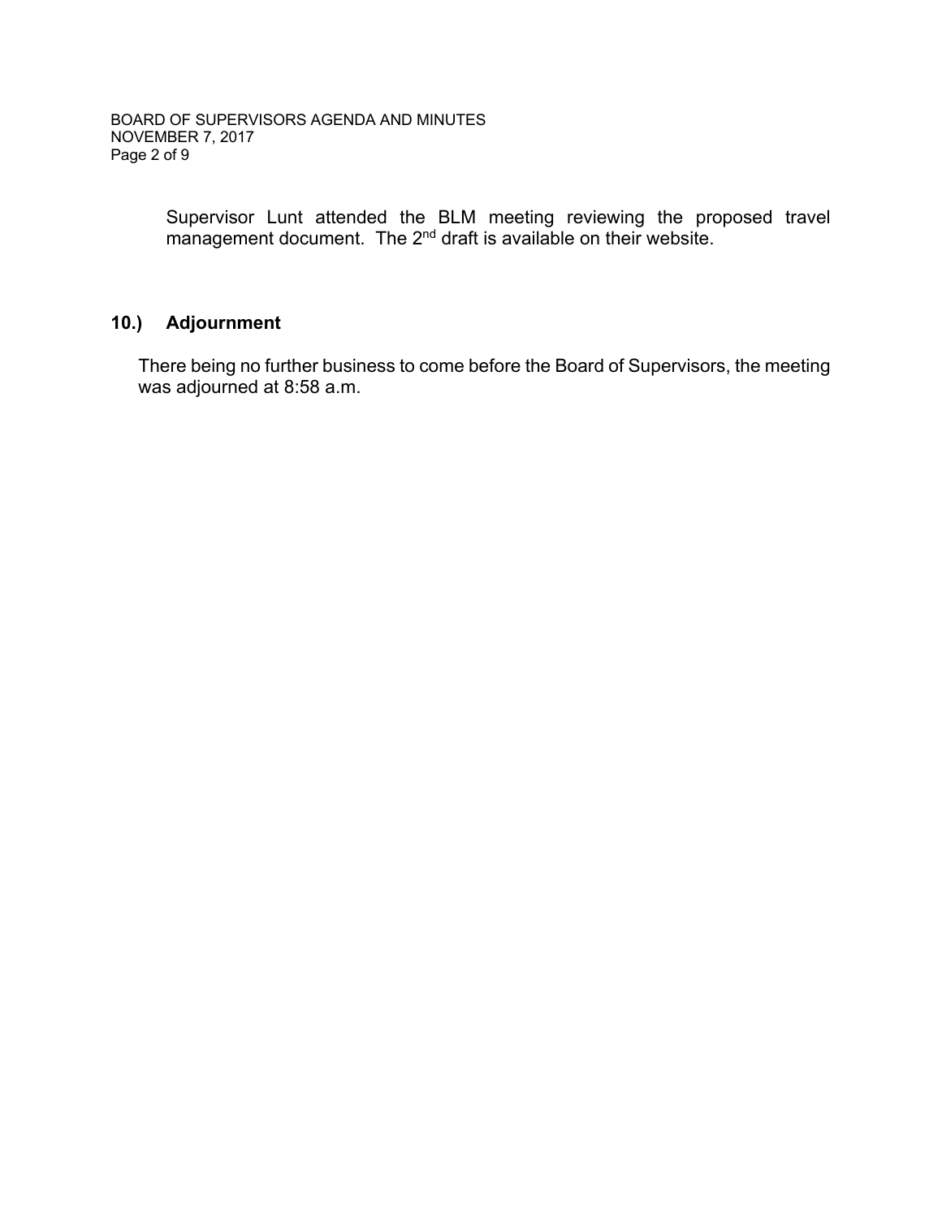Supervisor Lunt attended the BLM meeting reviewing the proposed travel management document. The 2nd draft is available on their website.

## 10.) Adjournment

There being no further business to come before the Board of Supervisors, the meeting was adjourned at 8:58 a.m.